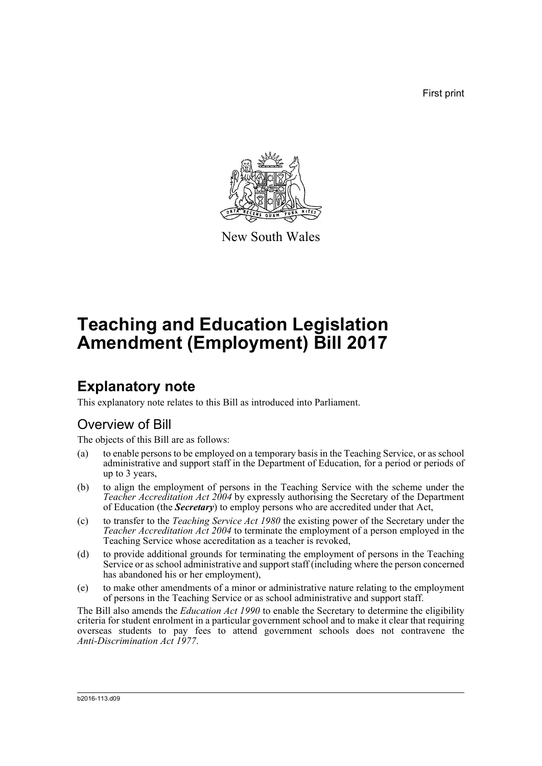First print

New South Wales

# Teaching and Education Legislation Amendment (Employment) Bill 2017

## Explanatory note

This explanatory note relates to this Bill as introduced into Parliament.

### Overview of Bill

The objects of this Bill are as follows:

(a) to enable persons to be employed on a temporary basis in the Teaching Service, or as school administrative and support staff in the Department of Education, for a period or periods of up to 3 years,

(b) to align the employment of persons in the Teaching Service with the scheme under the *Teacher Accreditation Act 2004* by expressly authorising the Secretary of the Department of Education (the ***Secretary***) to employ persons who are accredited under that Act,

(c) to transfer to the *Teaching Service Act 1980* the existing power of the Secretary under the *Teacher Accreditation Act 2004* to terminate the employment of a person employed in the Teaching Service whose accreditation as a teacher is revoked,

(d) to provide additional grounds for terminating the employment of persons in the Teaching Service or as school administrative and support staff (including where the person concerned has abandoned his or her employment),

(e) to make other amendments of a minor or administrative nature relating to the employment of persons in the Teaching Service or as school administrative and support staff.

The Bill also amends the *Education Act 1990* to enable the Secretary to determine the eligibility criteria for student enrolment in a particular government school and to make it clear that requiring overseas students to pay fees to attend government schools does not contravene the *Anti-Discrimination Act 1977*.

b2016-113.d09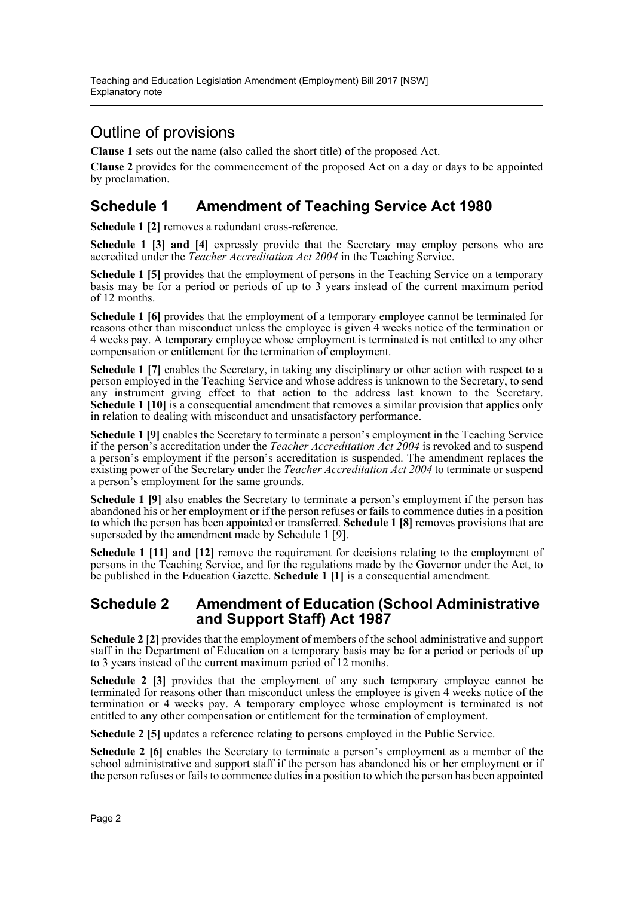## Outline of provisions

**Clause 1** sets out the name (also called the short title) of the proposed Act.

**Clause 2** provides for the commencement of the proposed Act on a day or days to be appointed by proclamation.

## Schedule 1 Amendment of Teaching Service Act 1980

**Schedule 1 [2]** removes a redundant cross-reference.

**Schedule 1 [3] and [4]** expressly provide that the Secretary may employ persons who are accredited under the *Teacher Accreditation Act 2004* in the Teaching Service.

**Schedule 1 [5]** provides that the employment of persons in the Teaching Service on a temporary basis may be for a period or periods of up to 3 years instead of the current maximum period of 12 months.

**Schedule 1 [6]** provides that the employment of a temporary employee cannot be terminated for reasons other than misconduct unless the employee is given 4 weeks notice of the termination or 4 weeks pay. A temporary employee whose employment is terminated is not entitled to any other compensation or entitlement for the termination of employment.

**Schedule 1 [7]** enables the Secretary, in taking any disciplinary or other action with respect to a person employed in the Teaching Service and whose address is unknown to the Secretary, to send any instrument giving effect to that action to the address last known to the Secretary. **Schedule 1 [10]** is a consequential amendment that removes a similar provision that applies only in relation to dealing with misconduct and unsatisfactory performance.

**Schedule 1 [9]** enables the Secretary to terminate a person's employment in the Teaching Service if the person's accreditation under the *Teacher Accreditation Act 2004* is revoked and to suspend a person's employment if the person's accreditation is suspended. The amendment replaces the existing power of the Secretary under the *Teacher Accreditation Act 2004* to terminate or suspend a person's employment for the same grounds.

**Schedule 1 [9]** also enables the Secretary to terminate a person's employment if the person has abandoned his or her employment or if the person refuses or fails to commence duties in a position to which the person has been appointed or transferred. **Schedule 1 [8]** removes provisions that are superseded by the amendment made by Schedule 1 [9].

**Schedule 1 [11] and [12]** remove the requirement for decisions relating to the employment of persons in the Teaching Service, and for the regulations made by the Governor under the Act, to be published in the Education Gazette. **Schedule 1 [1]** is a consequential amendment.

## Schedule 2 Amendment of Education (School Administrative and Support Staff) Act 1987

**Schedule 2 [2]** provides that the employment of members of the school administrative and support staff in the Department of Education on a temporary basis may be for a period or periods of up to 3 years instead of the current maximum period of 12 months.

**Schedule 2 [3]** provides that the employment of any such temporary employee cannot be terminated for reasons other than misconduct unless the employee is given 4 weeks notice of the termination or 4 weeks pay. A temporary employee whose employment is terminated is not entitled to any other compensation or entitlement for the termination of employment.

**Schedule 2 [5]** updates a reference relating to persons employed in the Public Service.

**Schedule 2 [6]** enables the Secretary to terminate a person's employment as a member of the school administrative and support staff if the person has abandoned his or her employment or if the person refuses or fails to commence duties in a position to which the person has been appointed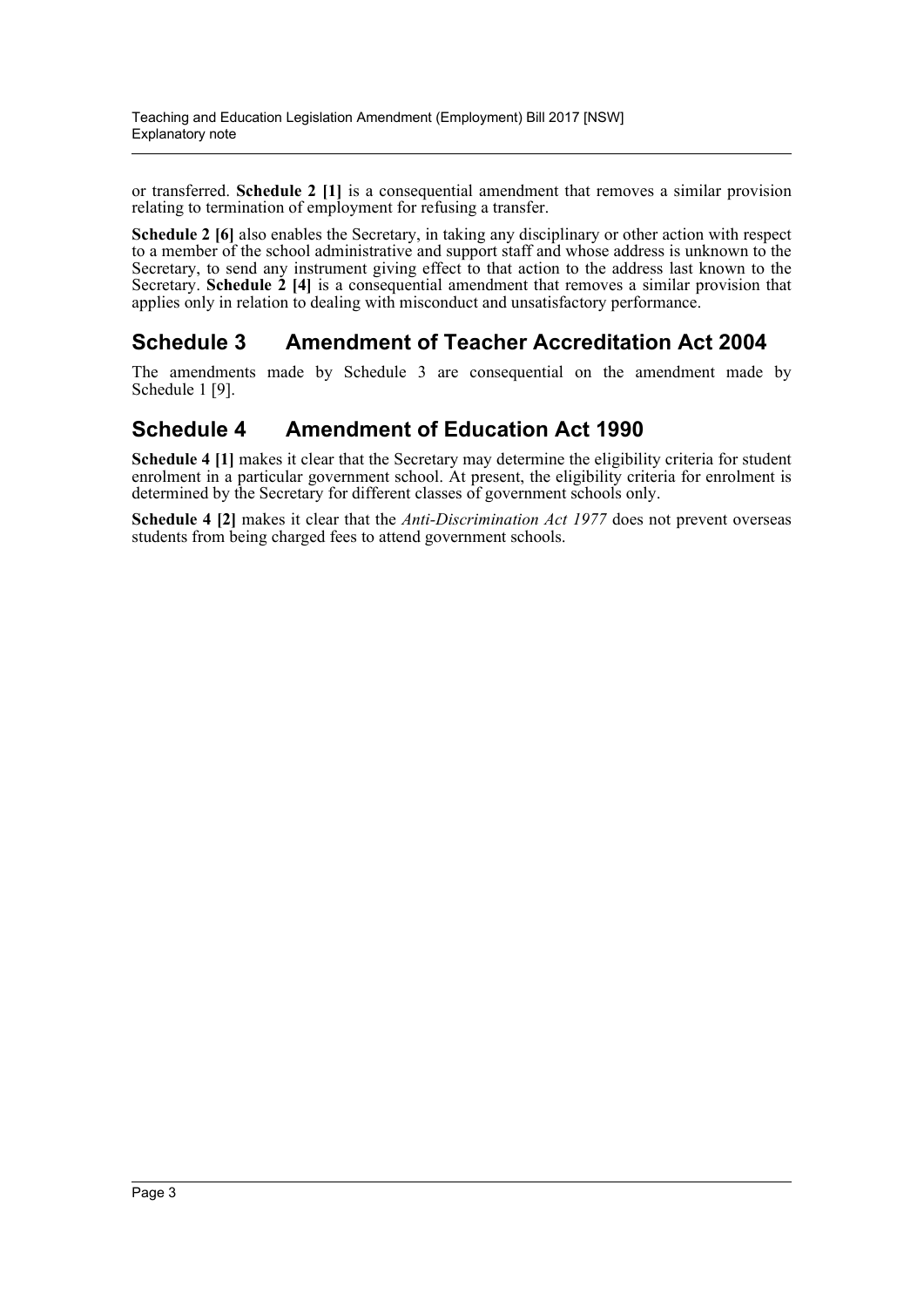or transferred. **Schedule 2 [1]** is a consequential amendment that removes a similar provision relating to termination of employment for refusing a transfer.

**Schedule 2 [6]** also enables the Secretary, in taking any disciplinary or other action with respect to a member of the school administrative and support staff and whose address is unknown to the Secretary, to send any instrument giving effect to that action to the address last known to the Secretary. **Schedule 2 [4]** is a consequential amendment that removes a similar provision that applies only in relation to dealing with misconduct and unsatisfactory performance.

## Schedule 3 Amendment of Teacher Accreditation Act 2004

The amendments made by Schedule 3 are consequential on the amendment made by Schedule 1 [9].

## Schedule 4 Amendment of Education Act 1990

**Schedule 4 [1]** makes it clear that the Secretary may determine the eligibility criteria for student enrolment in a particular government school. At present, the eligibility criteria for enrolment is determined by the Secretary for different classes of government schools only.

**Schedule 4 [2]** makes it clear that the *Anti-Discrimination Act 1977* does not prevent overseas students from being charged fees to attend government schools.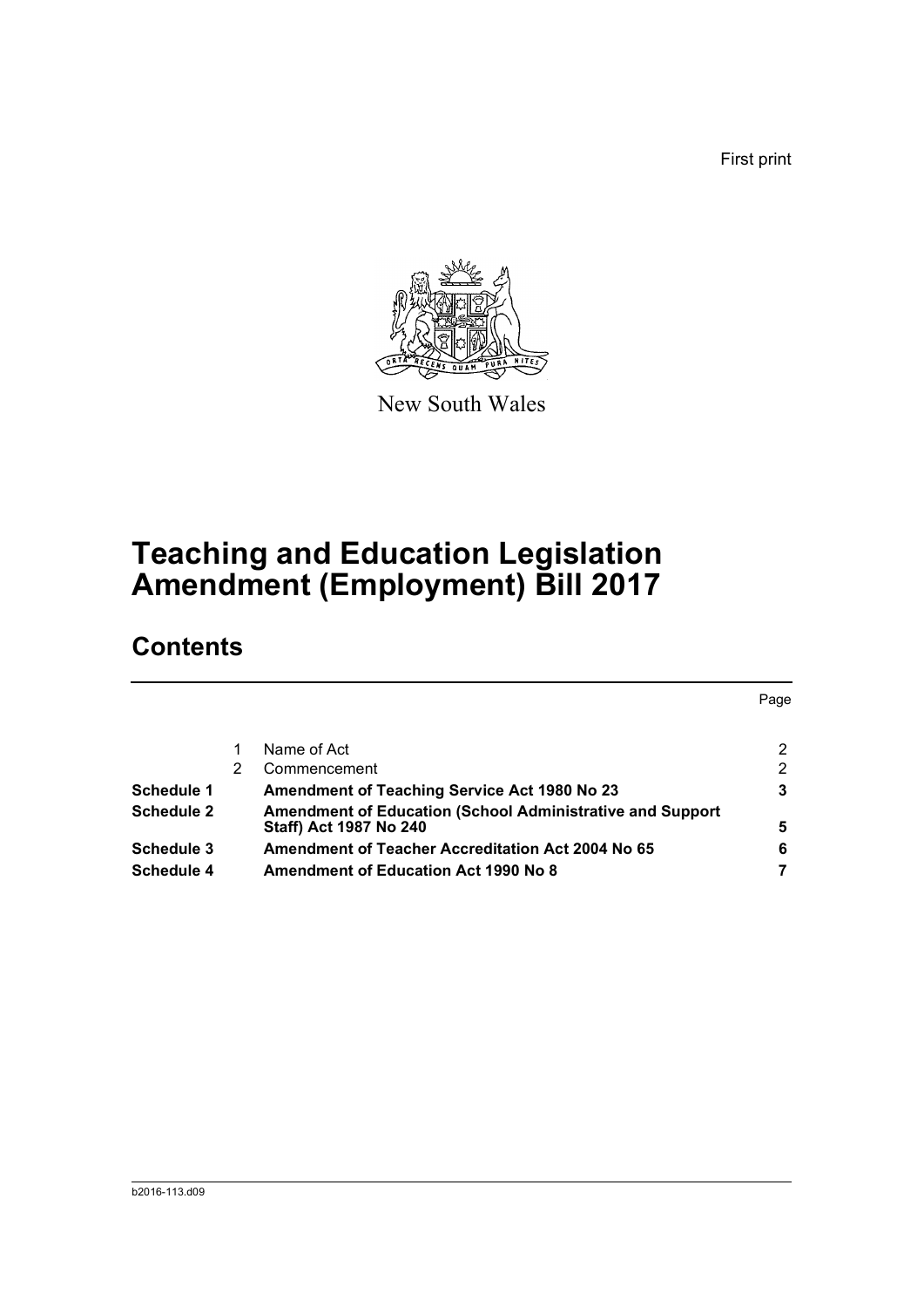First print

New South Wales

# Teaching and Education Legislation Amendment (Employment) Bill 2017

## Contents

| | | | Page |
|---|---|---|---|
| | 1 | Name of Act | 2 |
| | 2 | Commencement | 2 |
| **Schedule 1** | | **Amendment of Teaching Service Act 1980 No 23** | **3** |
| **Schedule 2** | | **Amendment of Education (School Administrative and Support Staff) Act 1987 No 240** | **5** |
| **Schedule 3** | | **Amendment of Teacher Accreditation Act 2004 No 65** | **6** |
| **Schedule 4** | | **Amendment of Education Act 1990 No 8** | **7** |

b2016-113.d09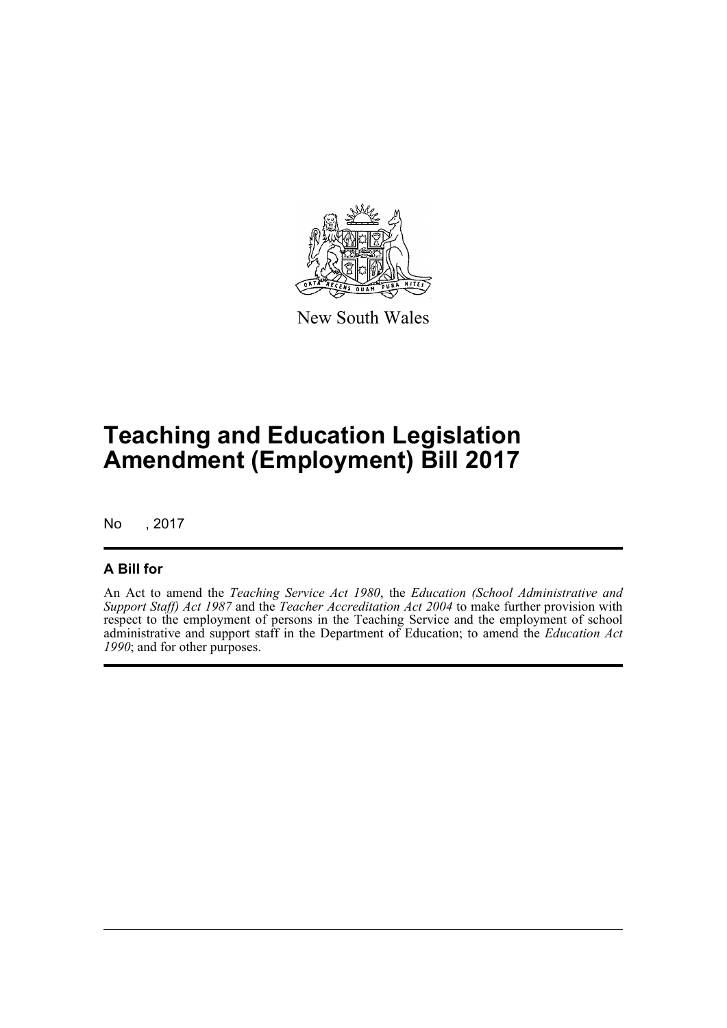New South Wales

# Teaching and Education Legislation Amendment (Employment) Bill 2017

No , 2017

## A Bill for

An Act to amend the *Teaching Service Act 1980*, the *Education (School Administrative and Support Staff) Act 1987* and the *Teacher Accreditation Act 2004* to make further provision with respect to the employment of persons in the Teaching Service and the employment of school administrative and support staff in the Department of Education; to amend the *Education Act 1990*; and for other purposes.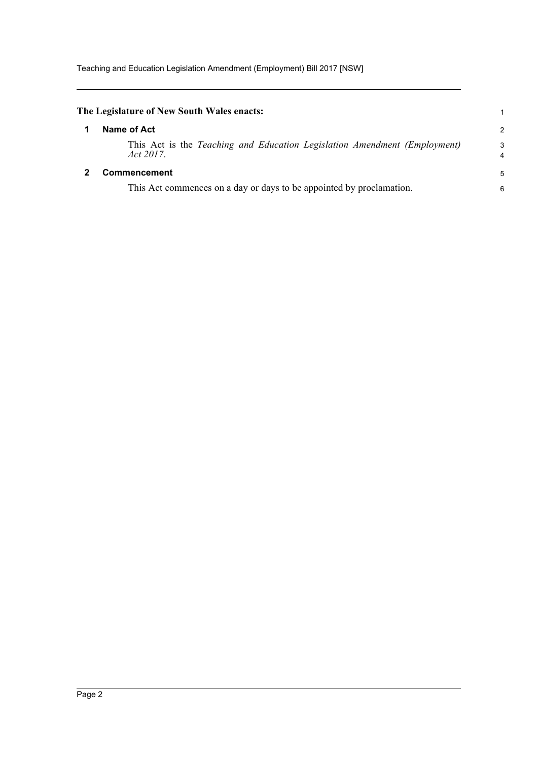**The Legislature of New South Wales enacts:**

## 1 Name of Act

This Act is the *Teaching and Education Legislation Amendment (Employment) Act 2017*.

## 2 Commencement

This Act commences on a day or days to be appointed by proclamation.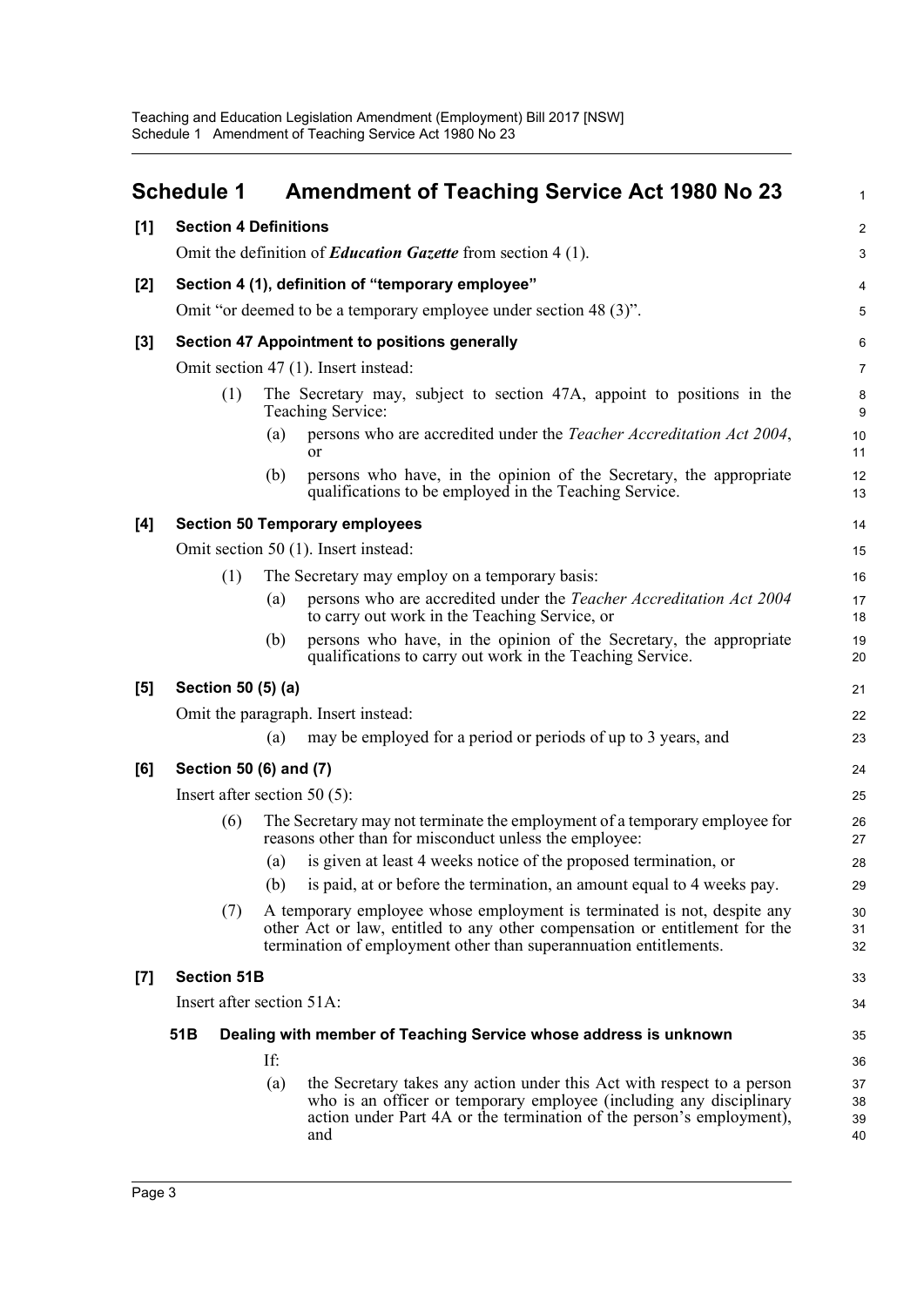# Schedule 1 Amendment of Teaching Service Act 1980 No 23

**[1] Section 4 Definitions**

Omit the definition of ***Education Gazette*** from section 4 (1).

**[2] Section 4 (1), definition of "temporary employee"**

Omit "or deemed to be a temporary employee under section 48 (3)".

**[3] Section 47 Appointment to positions generally**

Omit section 47 (1). Insert instead:

(1) The Secretary may, subject to section 47A, appoint to positions in the Teaching Service:

(a) persons who are accredited under the *Teacher Accreditation Act 2004*, or

(b) persons who have, in the opinion of the Secretary, the appropriate qualifications to be employed in the Teaching Service.

**[4] Section 50 Temporary employees**

Omit section 50 (1). Insert instead:

(1) The Secretary may employ on a temporary basis:

(a) persons who are accredited under the *Teacher Accreditation Act 2004* to carry out work in the Teaching Service, or

(b) persons who have, in the opinion of the Secretary, the appropriate qualifications to carry out work in the Teaching Service.

**[5] Section 50 (5) (a)**

Omit the paragraph. Insert instead:

(a) may be employed for a period or periods of up to 3 years, and

**[6] Section 50 (6) and (7)**

Insert after section 50 (5):

(6) The Secretary may not terminate the employment of a temporary employee for reasons other than for misconduct unless the employee:

(a) is given at least 4 weeks notice of the proposed termination, or

(b) is paid, at or before the termination, an amount equal to 4 weeks pay.

(7) A temporary employee whose employment is terminated is not, despite any other Act or law, entitled to any other compensation or entitlement for the termination of employment other than superannuation entitlements.

**[7] Section 51B**

Insert after section 51A:

**51B Dealing with member of Teaching Service whose address is unknown**

If:

(a) the Secretary takes any action under this Act with respect to a person who is an officer or temporary employee (including any disciplinary action under Part 4A or the termination of the person's employment), and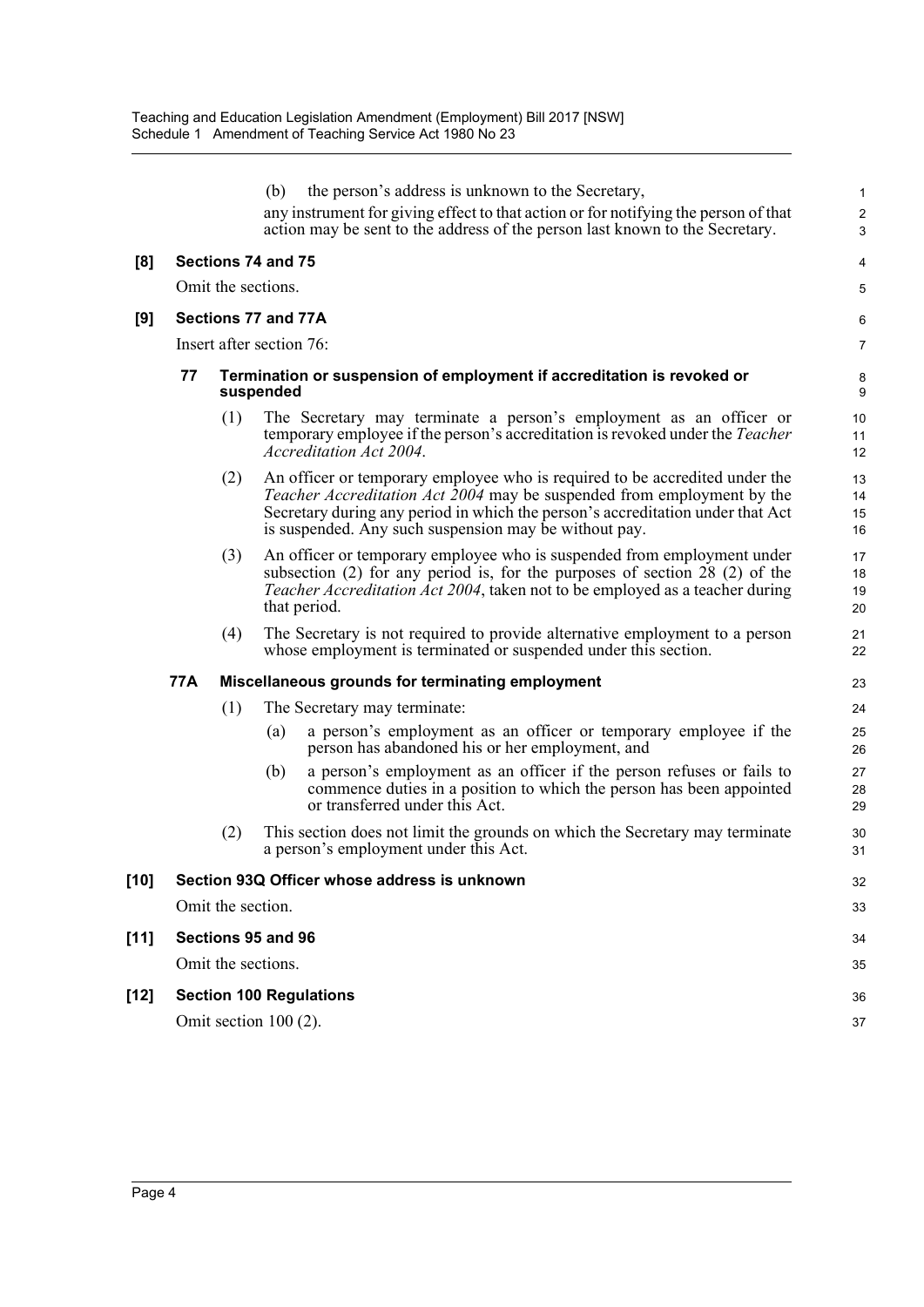(b) the person's address is unknown to the Secretary,

any instrument for giving effect to that action or for notifying the person of that action may be sent to the address of the person last known to the Secretary.

**[8] Sections 74 and 75**

Omit the sections.

**[9] Sections 77 and 77A**

Insert after section 76:

**77 Termination or suspension of employment if accreditation is revoked or suspended**

(1) The Secretary may terminate a person's employment as an officer or temporary employee if the person's accreditation is revoked under the *Teacher Accreditation Act 2004*.

(2) An officer or temporary employee who is required to be accredited under the *Teacher Accreditation Act 2004* may be suspended from employment by the Secretary during any period in which the person's accreditation under that Act is suspended. Any such suspension may be without pay.

(3) An officer or temporary employee who is suspended from employment under subsection (2) for any period is, for the purposes of section 28 (2) of the *Teacher Accreditation Act 2004*, taken not to be employed as a teacher during that period.

(4) The Secretary is not required to provide alternative employment to a person whose employment is terminated or suspended under this section.

**77A Miscellaneous grounds for terminating employment**

(1) The Secretary may terminate:

(a) a person's employment as an officer or temporary employee if the person has abandoned his or her employment, and

(b) a person's employment as an officer if the person refuses or fails to commence duties in a position to which the person has been appointed or transferred under this Act.

(2) This section does not limit the grounds on which the Secretary may terminate a person's employment under this Act.

**[10] Section 93Q Officer whose address is unknown**

Omit the section.

**[11] Sections 95 and 96**

Omit the sections.

**[12] Section 100 Regulations**

Omit section 100 (2).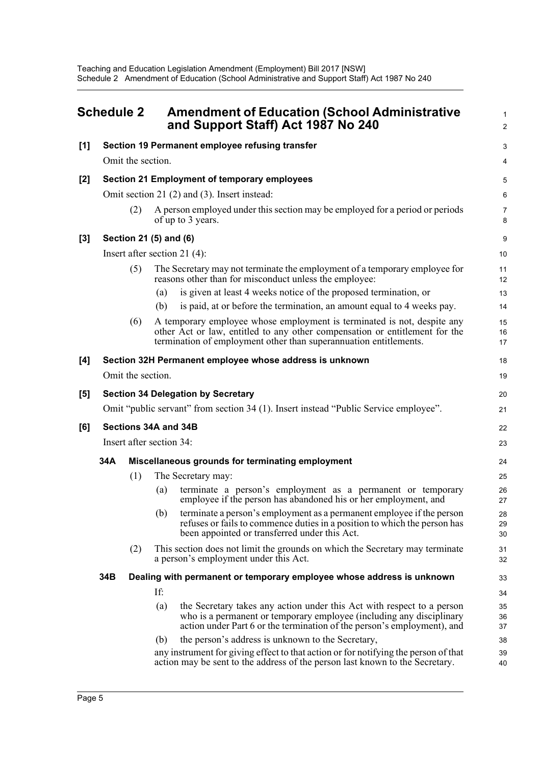## Schedule 2 Amendment of Education (School Administrative and Support Staff) Act 1987 No 240

**[1] Section 19 Permanent employee refusing transfer**

Omit the section.

**[2] Section 21 Employment of temporary employees**

Omit section 21 (2) and (3). Insert instead:

(2) A person employed under this section may be employed for a period or periods of up to 3 years.

**[3] Section 21 (5) and (6)**

Insert after section 21 (4):

(5) The Secretary may not terminate the employment of a temporary employee for reasons other than for misconduct unless the employee:

(a) is given at least 4 weeks notice of the proposed termination, or

(b) is paid, at or before the termination, an amount equal to 4 weeks pay.

(6) A temporary employee whose employment is terminated is not, despite any other Act or law, entitled to any other compensation or entitlement for the termination of employment other than superannuation entitlements.

**[4] Section 32H Permanent employee whose address is unknown**

Omit the section.

**[5] Section 34 Delegation by Secretary**

Omit "public servant" from section 34 (1). Insert instead "Public Service employee".

**[6] Sections 34A and 34B**

Insert after section 34:

**34A Miscellaneous grounds for terminating employment**

(1) The Secretary may:

(a) terminate a person's employment as a permanent or temporary employee if the person has abandoned his or her employment, and

(b) terminate a person's employment as a permanent employee if the person refuses or fails to commence duties in a position to which the person has been appointed or transferred under this Act.

(2) This section does not limit the grounds on which the Secretary may terminate a person's employment under this Act.

**34B Dealing with permanent or temporary employee whose address is unknown**

If:

(a) the Secretary takes any action under this Act with respect to a person who is a permanent or temporary employee (including any disciplinary action under Part 6 or the termination of the person's employment), and

(b) the person's address is unknown to the Secretary,

any instrument for giving effect to that action or for notifying the person of that action may be sent to the address of the person last known to the Secretary.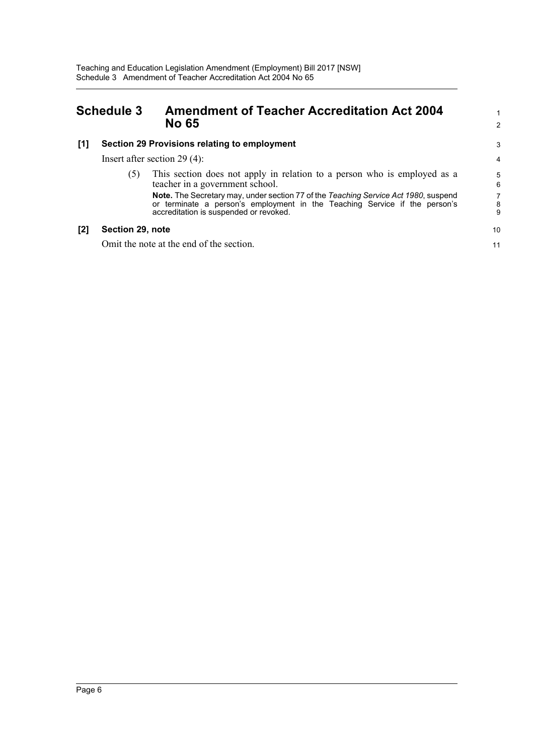# Schedule 3 Amendment of Teacher Accreditation Act 2004 No 65

**[1] Section 29 Provisions relating to employment**

Insert after section 29 (4):

(5) This section does not apply in relation to a person who is employed as a teacher in a government school.

**Note.** The Secretary may, under section 77 of the *Teaching Service Act 1980*, suspend or terminate a person's employment in the Teaching Service if the person's accreditation is suspended or revoked.

**[2] Section 29, note**

Omit the note at the end of the section.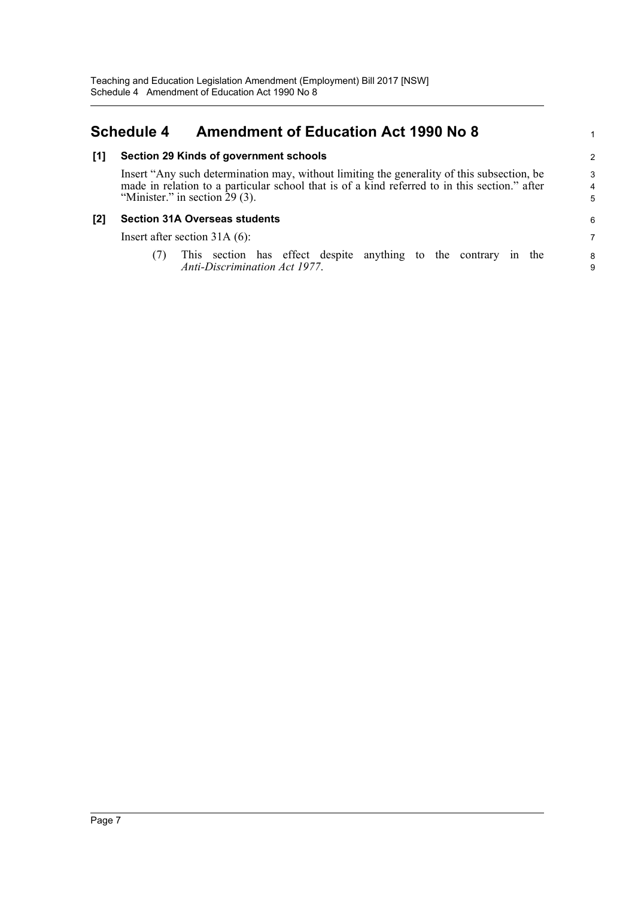## Schedule 4 Amendment of Education Act 1990 No 8

**[1] Section 29 Kinds of government schools**

Insert "Any such determination may, without limiting the generality of this subsection, be made in relation to a particular school that is of a kind referred to in this section." after "Minister." in section 29 (3).

**[2] Section 31A Overseas students**

Insert after section 31A (6):

(7) This section has effect despite anything to the contrary in the *Anti-Discrimination Act 1977*.